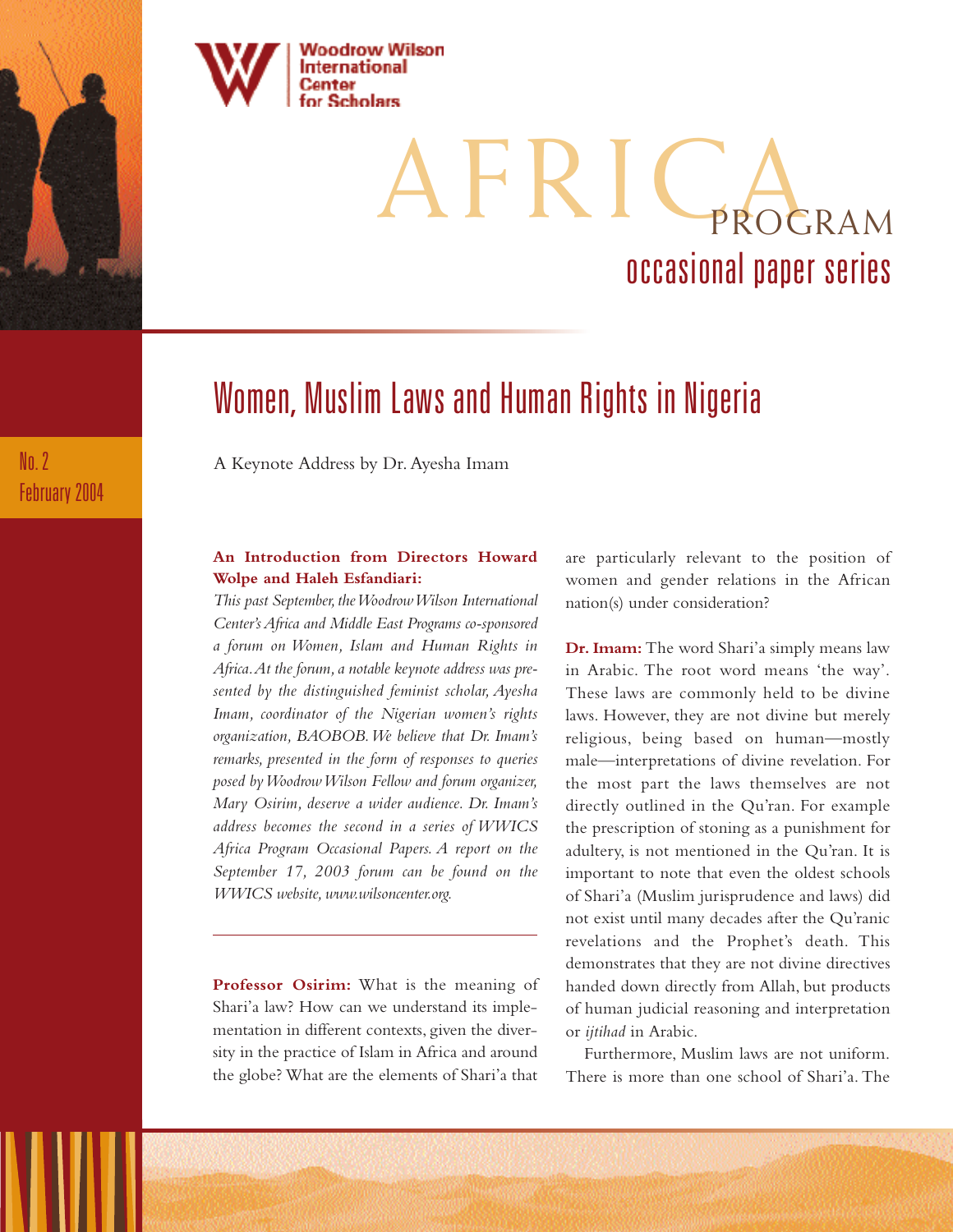Woodrow Wilson International Center for Scholars

# AFRICA PROGRAM

## occasional paper series

No. 2
February 2004

# Women, Muslim Laws and Human Rights in Nigeria

A Keynote Address by Dr. Ayesha Imam

**An Introduction from Directors Howard Wolpe and Haleh Esfandiari:**

*This past September, the Woodrow Wilson International Center's Africa and Middle East Programs co-sponsored a forum on Women, Islam and Human Rights in Africa. At the forum, a notable keynote address was presented by the distinguished feminist scholar, Ayesha Imam, coordinator of the Nigerian women's rights organization, BAOBOB. We believe that Dr. Imam's remarks, presented in the form of responses to queries posed by Woodrow Wilson Fellow and forum organizer, Mary Osirim, deserve a wider audience. Dr. Imam's address becomes the second in a series of WWICS Africa Program Occasional Papers. A report on the September 17, 2003 forum can be found on the WWICS website, www.wilsoncenter.org.*

---

**Professor Osirim:** What is the meaning of Shari'a law? How can we understand its implementation in different contexts, given the diversity in the practice of Islam in Africa and around the globe? What are the elements of Shari'a that are particularly relevant to the position of women and gender relations in the African nation(s) under consideration?

**Dr. Imam:** The word Shari'a simply means law in Arabic. The root word means 'the way'. These laws are commonly held to be divine laws. However, they are not divine but merely religious, being based on human—mostly male—interpretations of divine revelation. For the most part the laws themselves are not directly outlined in the Qu'ran. For example the prescription of stoning as a punishment for adultery, is not mentioned in the Qu'ran. It is important to note that even the oldest schools of Shari'a (Muslim jurisprudence and laws) did not exist until many decades after the Qu'ranic revelations and the Prophet's death. This demonstrates that they are not divine directives handed down directly from Allah, but products of human judicial reasoning and interpretation or *ijtihad* in Arabic.

Furthermore, Muslim laws are not uniform. There is more than one school of Shari'a. The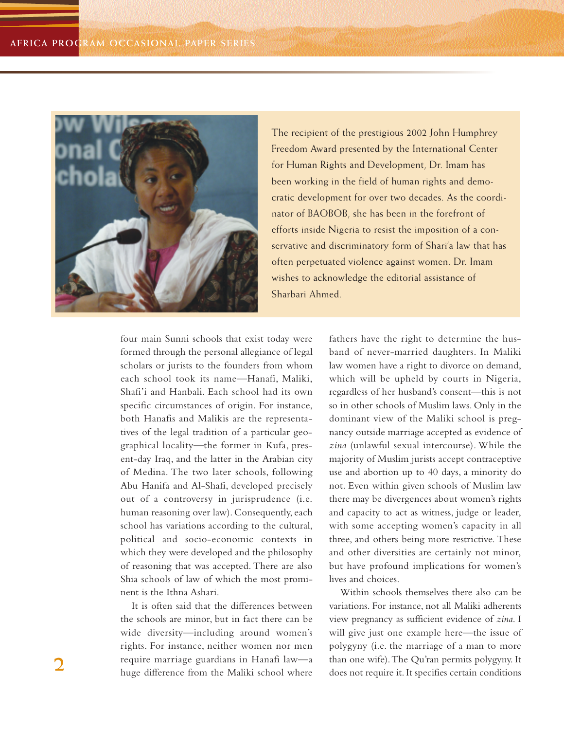The recipient of the prestigious 2002 John Humphrey Freedom Award presented by the International Center for Human Rights and Development, Dr. Imam has been working in the field of human rights and democratic development for over two decades. As the coordinator of BAOBOB, she has been in the forefront of efforts inside Nigeria to resist the imposition of a conservative and discriminatory form of Shari'a law that has often perpetuated violence against women. Dr. Imam wishes to acknowledge the editorial assistance of Sharbari Ahmed.

four main Sunni schools that exist today were formed through the personal allegiance of legal scholars or jurists to the founders from whom each school took its name—Hanafi, Maliki, Shafi'i and Hanbali. Each school had its own specific circumstances of origin. For instance, both Hanafis and Malikis are the representatives of the legal tradition of a particular geographical locality—the former in Kufa, present-day Iraq, and the latter in the Arabian city of Medina. The two later schools, following Abu Hanifa and Al-Shafi, developed precisely out of a controversy in jurisprudence (i.e. human reasoning over law). Consequently, each school has variations according to the cultural, political and socio-economic contexts in which they were developed and the philosophy of reasoning that was accepted. There are also Shia schools of law of which the most prominent is the Ithna Ashari.

It is often said that the differences between the schools are minor, but in fact there can be wide diversity—including around women's rights. For instance, neither women nor men require marriage guardians in Hanafi law—a huge difference from the Maliki school where fathers have the right to determine the husband of never-married daughters. In Maliki law women have a right to divorce on demand, which will be upheld by courts in Nigeria, regardless of her husband's consent—this is not so in other schools of Muslim laws. Only in the dominant view of the Maliki school is pregnancy outside marriage accepted as evidence of *zina* (unlawful sexual intercourse). While the majority of Muslim jurists accept contraceptive use and abortion up to 40 days, a minority do not. Even within given schools of Muslim law there may be divergences about women's rights and capacity to act as witness, judge or leader, with some accepting women's capacity in all three, and others being more restrictive. These and other diversities are certainly not minor, but have profound implications for women's lives and choices.

Within schools themselves there also can be variations. For instance, not all Maliki adherents view pregnancy as sufficient evidence of *zina*. I will give just one example here—the issue of polygyny (i.e. the marriage of a man to more than one wife). The Qu'ran permits polygyny. It does not require it. It specifies certain conditions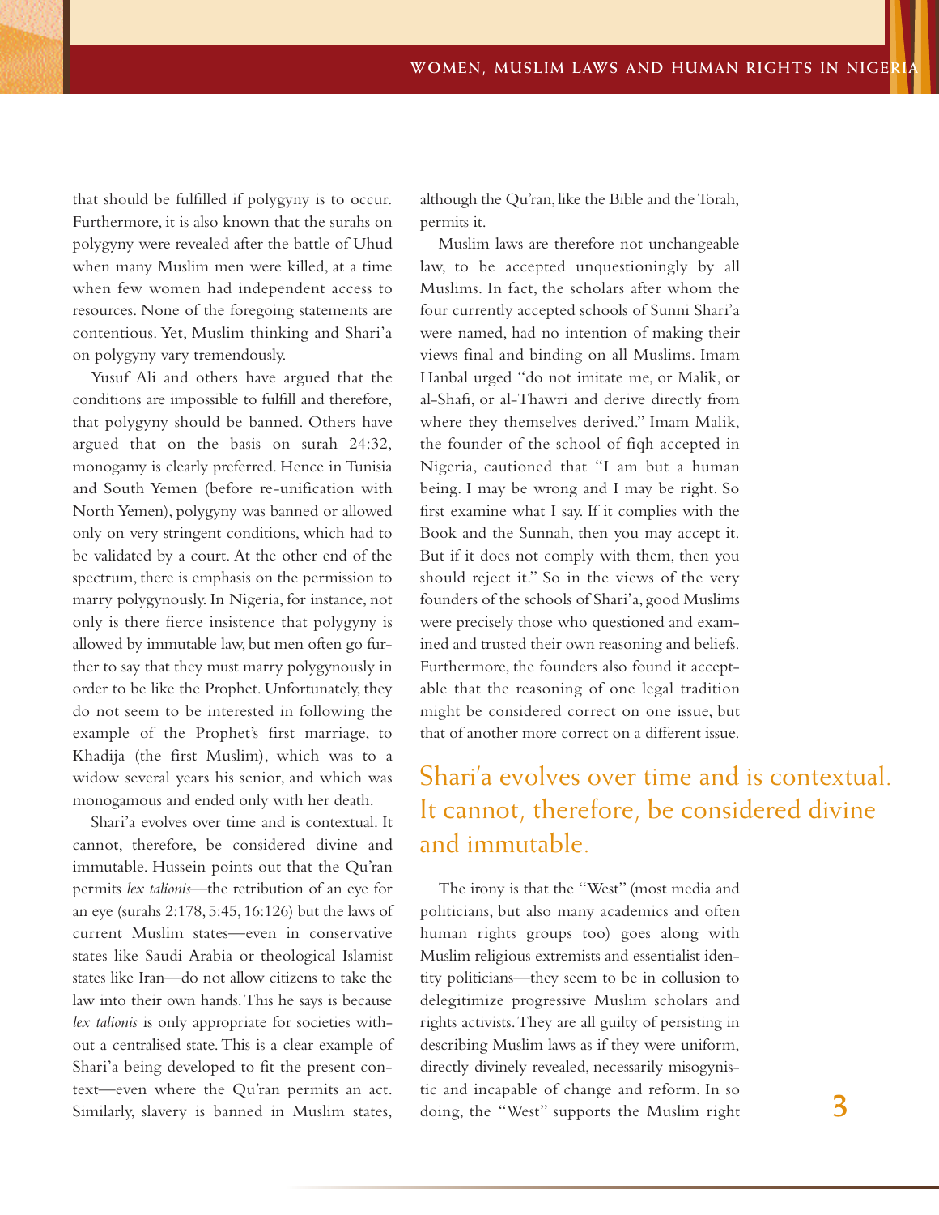that should be fulfilled if polygyny is to occur. Furthermore, it is also known that the surahs on polygyny were revealed after the battle of Uhud when many Muslim men were killed, at a time when few women had independent access to resources. None of the foregoing statements are contentious. Yet, Muslim thinking and Shari'a on polygyny vary tremendously.

Yusuf Ali and others have argued that the conditions are impossible to fulfill and therefore, that polygyny should be banned. Others have argued that on the basis on surah 24:32, monogamy is clearly preferred. Hence in Tunisia and South Yemen (before re-unification with North Yemen), polygyny was banned or allowed only on very stringent conditions, which had to be validated by a court. At the other end of the spectrum, there is emphasis on the permission to marry polygynously. In Nigeria, for instance, not only is there fierce insistence that polygyny is allowed by immutable law, but men often go further to say that they must marry polygynously in order to be like the Prophet. Unfortunately, they do not seem to be interested in following the example of the Prophet's first marriage, to Khadija (the first Muslim), which was to a widow several years his senior, and which was monogamous and ended only with her death.

Shari'a evolves over time and is contextual. It cannot, therefore, be considered divine and immutable. Hussein points out that the Qu'ran permits *lex talionis*—the retribution of an eye for an eye (surahs 2:178, 5:45, 16:126) but the laws of current Muslim states—even in conservative states like Saudi Arabia or theological Islamist states like Iran—do not allow citizens to take the law into their own hands. This he says is because *lex talionis* is only appropriate for societies without a centralised state. This is a clear example of Shari'a being developed to fit the present context—even where the Qu'ran permits an act. Similarly, slavery is banned in Muslim states, although the Qu'ran, like the Bible and the Torah, permits it.

Muslim laws are therefore not unchangeable law, to be accepted unquestioningly by all Muslims. In fact, the scholars after whom the four currently accepted schools of Sunni Shari'a were named, had no intention of making their views final and binding on all Muslims. Imam Hanbal urged "do not imitate me, or Malik, or al-Shafi, or al-Thawri and derive directly from where they themselves derived." Imam Malik, the founder of the school of fiqh accepted in Nigeria, cautioned that "I am but a human being. I may be wrong and I may be right. So first examine what I say. If it complies with the Book and the Sunnah, then you may accept it. But if it does not comply with them, then you should reject it." So in the views of the very founders of the schools of Shari'a, good Muslims were precisely those who questioned and examined and trusted their own reasoning and beliefs. Furthermore, the founders also found it acceptable that the reasoning of one legal tradition might be considered correct on one issue, but that of another more correct on a different issue.

> Shari'a evolves over time and is contextual. It cannot, therefore, be considered divine and immutable.

The irony is that the "West" (most media and politicians, but also many academics and often human rights groups too) goes along with Muslim religious extremists and essentialist identity politicians—they seem to be in collusion to delegitimize progressive Muslim scholars and rights activists. They are all guilty of persisting in describing Muslim laws as if they were uniform, directly divinely revealed, necessarily misogynistic and incapable of change and reform. In so doing, the "West" supports the Muslim right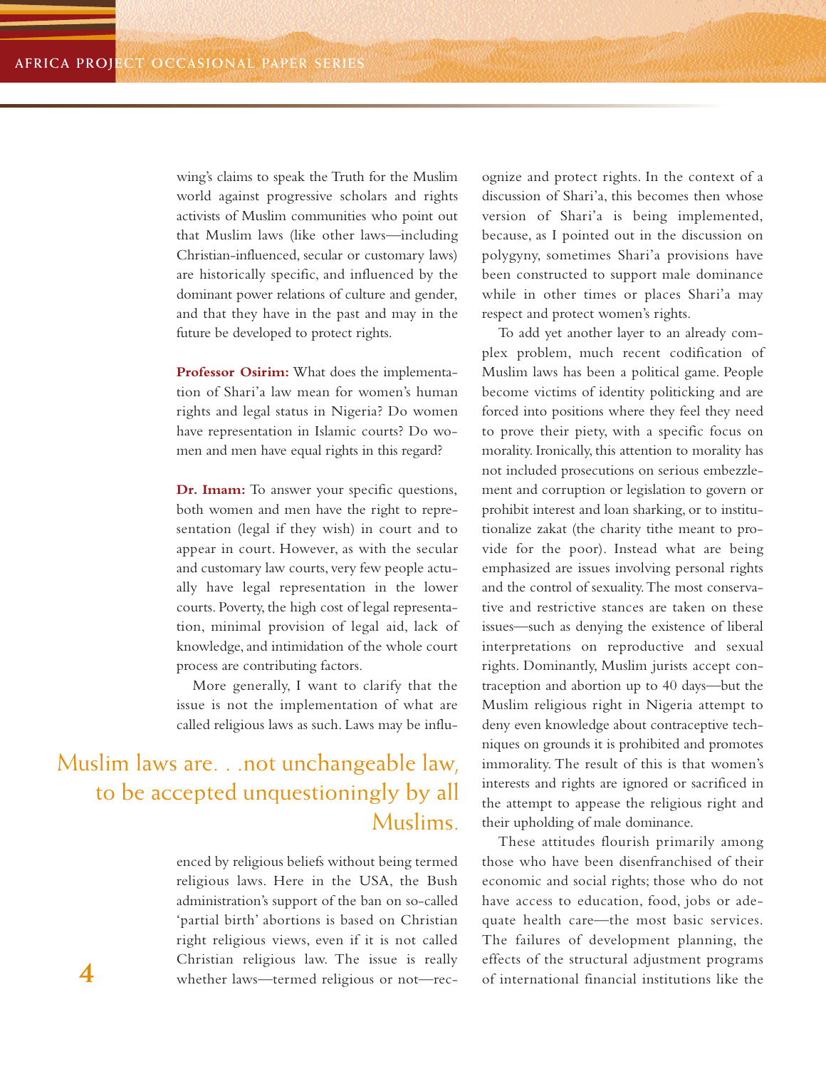wing's claims to speak the Truth for the Muslim world against progressive scholars and rights activists of Muslim communities who point out that Muslim laws (like other laws—including Christian-influenced, secular or customary laws) are historically specific, and influenced by the dominant power relations of culture and gender, and that they have in the past and may in the future be developed to protect rights.

**Professor Osirim:** What does the implementation of Shari'a law mean for women's human rights and legal status in Nigeria? Do women have representation in Islamic courts? Do women and men have equal rights in this regard?

**Dr. Imam:** To answer your specific questions, both women and men have the right to representation (legal if they wish) in court and to appear in court. However, as with the secular and customary law courts, very few people actually have legal representation in the lower courts. Poverty, the high cost of legal representation, minimal provision of legal aid, lack of knowledge, and intimidation of the whole court process are contributing factors.

More generally, I want to clarify that the issue is not the implementation of what are called religious laws as such. Laws may be influenced by religious beliefs without being termed religious laws. Here in the USA, the Bush administration's support of the ban on so-called 'partial birth' abortions is based on Christian right religious views, even if it is not called Christian religious law. The issue is really whether laws—termed religious or not—recognize and protect rights. In the context of a discussion of Shari'a, this becomes then whose version of Shari'a is being implemented, because, as I pointed out in the discussion on polygyny, sometimes Shari'a provisions have been constructed to support male dominance while in other times or places Shari'a may respect and protect women's rights.

> Muslim laws are. . .not unchangeable law, to be accepted unquestioningly by all Muslims.

To add yet another layer to an already complex problem, much recent codification of Muslim laws has been a political game. People become victims of identity politicking and are forced into positions where they feel they need to prove their piety, with a specific focus on morality. Ironically, this attention to morality has not included prosecutions on serious embezzlement and corruption or legislation to govern or prohibit interest and loan sharking, or to institutionalize zakat (the charity tithe meant to provide for the poor). Instead what are being emphasized are issues involving personal rights and the control of sexuality. The most conservative and restrictive stances are taken on these issues—such as denying the existence of liberal interpretations on reproductive and sexual rights. Dominantly, Muslim jurists accept contraception and abortion up to 40 days—but the Muslim religious right in Nigeria attempt to deny even knowledge about contraceptive techniques on grounds it is prohibited and promotes immorality. The result of this is that women's interests and rights are ignored or sacrificed in the attempt to appease the religious right and their upholding of male dominance.

These attitudes flourish primarily among those who have been disenfranchised of their economic and social rights; those who do not have access to education, food, jobs or adequate health care—the most basic services. The failures of development planning, the effects of the structural adjustment programs of international financial institutions like the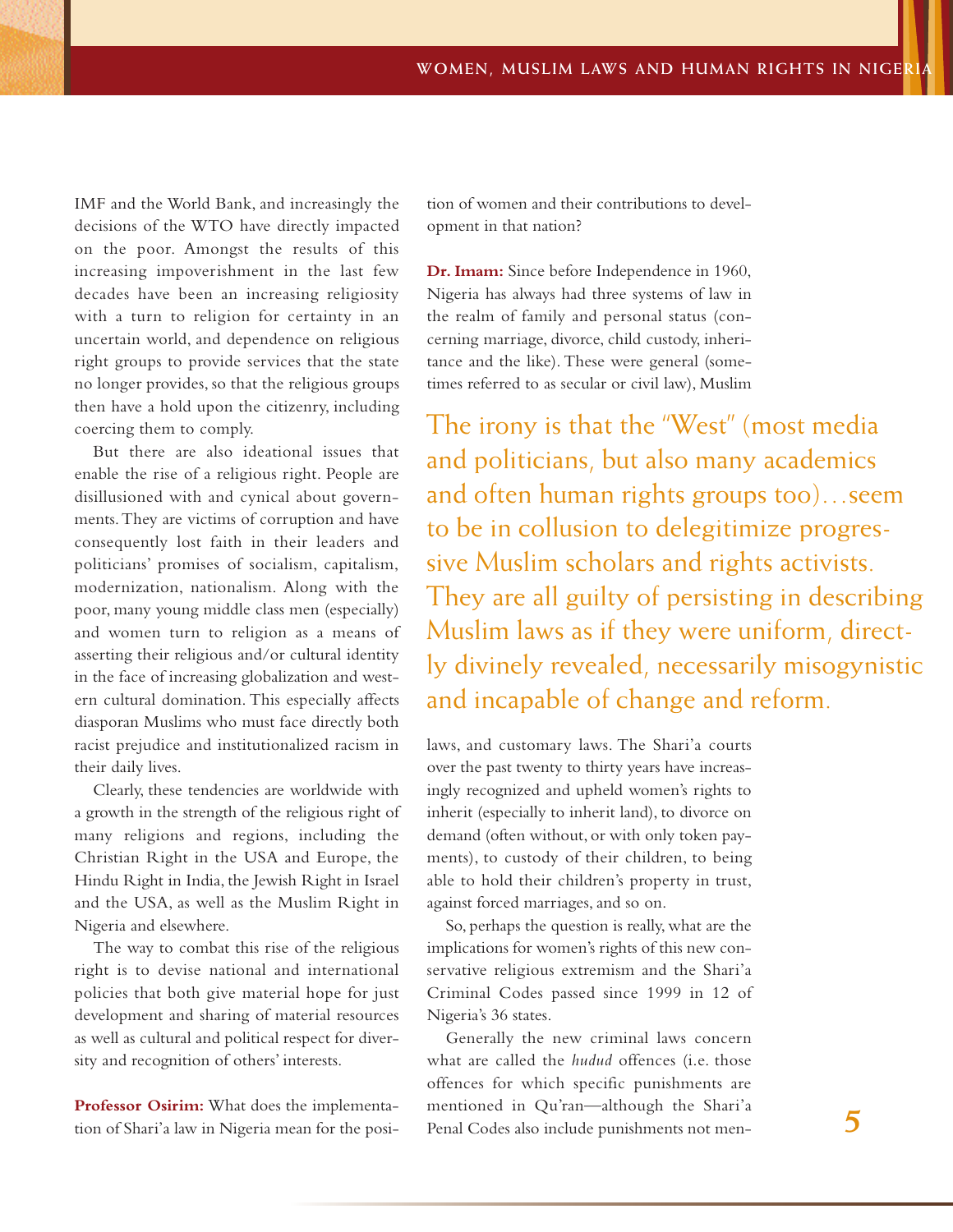IMF and the World Bank, and increasingly the decisions of the WTO have directly impacted on the poor. Amongst the results of this increasing impoverishment in the last few decades have been an increasing religiosity with a turn to religion for certainty in an uncertain world, and dependence on religious right groups to provide services that the state no longer provides, so that the religious groups then have a hold upon the citizenry, including coercing them to comply.

But there are also ideational issues that enable the rise of a religious right. People are disillusioned with and cynical about governments. They are victims of corruption and have consequently lost faith in their leaders and politicians' promises of socialism, capitalism, modernization, nationalism. Along with the poor, many young middle class men (especially) and women turn to religion as a means of asserting their religious and/or cultural identity in the face of increasing globalization and western cultural domination. This especially affects diasporan Muslims who must face directly both racist prejudice and institutionalized racism in their daily lives.

Clearly, these tendencies are worldwide with a growth in the strength of the religious right of many religions and regions, including the Christian Right in the USA and Europe, the Hindu Right in India, the Jewish Right in Israel and the USA, as well as the Muslim Right in Nigeria and elsewhere.

The way to combat this rise of the religious right is to devise national and international policies that both give material hope for just development and sharing of material resources as well as cultural and political respect for diversity and recognition of others' interests.

**Professor Osirim:** What does the implementation of Shari'a law in Nigeria mean for the position of women and their contributions to development in that nation?

**Dr. Imam:** Since before Independence in 1960, Nigeria has always had three systems of law in the realm of family and personal status (concerning marriage, divorce, child custody, inheritance and the like). These were general (sometimes referred to as secular or civil law), Muslim laws, and customary laws. The Shari'a courts over the past twenty to thirty years have increasingly recognized and upheld women's rights to inherit (especially to inherit land), to divorce on demand (often without, or with only token payments), to custody of their children, to being able to hold their children's property in trust, against forced marriages, and so on.

> The irony is that the "West" (most media and politicians, but also many academics and often human rights groups too)…seem to be in collusion to delegitimize progressive Muslim scholars and rights activists. They are all guilty of persisting in describing Muslim laws as if they were uniform, directly divinely revealed, necessarily misogynistic and incapable of change and reform.

So, perhaps the question is really, what are the implications for women's rights of this new conservative religious extremism and the Shari'a Criminal Codes passed since 1999 in 12 of Nigeria's 36 states.

Generally the new criminal laws concern what are called the *hudud* offences (i.e. those offences for which specific punishments are mentioned in Qu'ran—although the Shari'a Penal Codes also include punishments not men-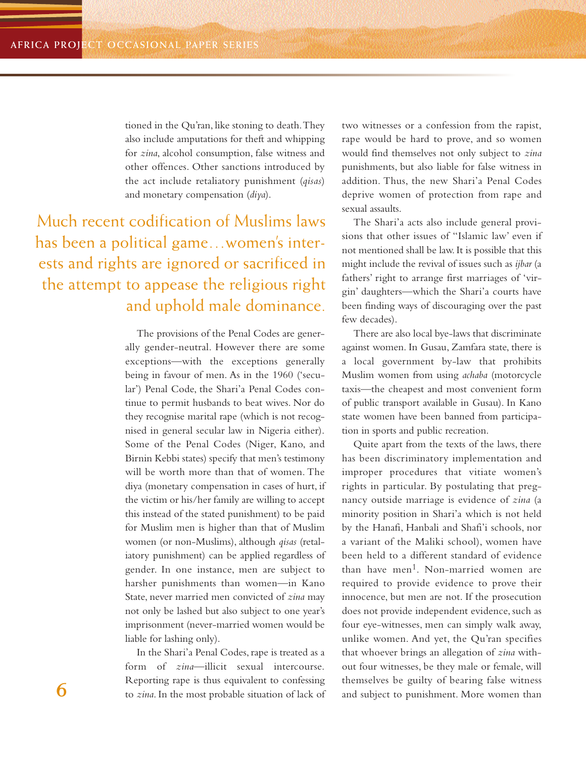tioned in the Qu'ran, like stoning to death. They also include amputations for theft and whipping for *zina*, alcohol consumption, false witness and other offences. Other sanctions introduced by the act include retaliatory punishment (*qisas*) and monetary compensation (*diya*).

> Much recent codification of Muslims laws has been a political game…women's interests and rights are ignored or sacrificed in the attempt to appease the religious right and uphold male dominance.

The provisions of the Penal Codes are generally gender-neutral. However there are some exceptions—with the exceptions generally being in favour of men. As in the 1960 ('secular') Penal Code, the Shari'a Penal Codes continue to permit husbands to beat wives. Nor do they recognise marital rape (which is not recognised in general secular law in Nigeria either). Some of the Penal Codes (Niger, Kano, and Birnin Kebbi states) specify that men's testimony will be worth more than that of women. The diya (monetary compensation in cases of hurt, if the victim or his/her family are willing to accept this instead of the stated punishment) to be paid for Muslim men is higher than that of Muslim women (or non-Muslims), although *qisas* (retaliatory punishment) can be applied regardless of gender. In one instance, men are subject to harsher punishments than women—in Kano State, never married men convicted of *zina* may not only be lashed but also subject to one year's imprisonment (never-married women would be liable for lashing only).

In the Shari'a Penal Codes, rape is treated as a form of *zina*—illicit sexual intercourse. Reporting rape is thus equivalent to confessing to *zina*. In the most probable situation of lack of two witnesses or a confession from the rapist, rape would be hard to prove, and so women would find themselves not only subject to *zina* punishments, but also liable for false witness in addition. Thus, the new Shari'a Penal Codes deprive women of protection from rape and sexual assaults.

The Shari'a acts also include general provisions that other issues of "Islamic law' even if not mentioned shall be law. It is possible that this might include the revival of issues such as *ijbar* (a fathers' right to arrange first marriages of 'virgin' daughters—which the Shari'a courts have been finding ways of discouraging over the past few decades).

There are also local bye-laws that discriminate against women. In Gusau, Zamfara state, there is a local government by-law that prohibits Muslim women from using *achaba* (motorcycle taxis—the cheapest and most convenient form of public transport available in Gusau). In Kano state women have been banned from participation in sports and public recreation.

Quite apart from the texts of the laws, there has been discriminatory implementation and improper procedures that vitiate women's rights in particular. By postulating that pregnancy outside marriage is evidence of *zina* (a minority position in Shari'a which is not held by the Hanafi, Hanbali and Shafi'i schools, nor a variant of the Maliki school), women have been held to a different standard of evidence than have men[1]. Non-married women are required to provide evidence to prove their innocence, but men are not. If the prosecution does not provide independent evidence, such as four eye-witnesses, men can simply walk away, unlike women. And yet, the Qu'ran specifies that whoever brings an allegation of *zina* without four witnesses, be they male or female, will themselves be guilty of bearing false witness and subject to punishment. More women than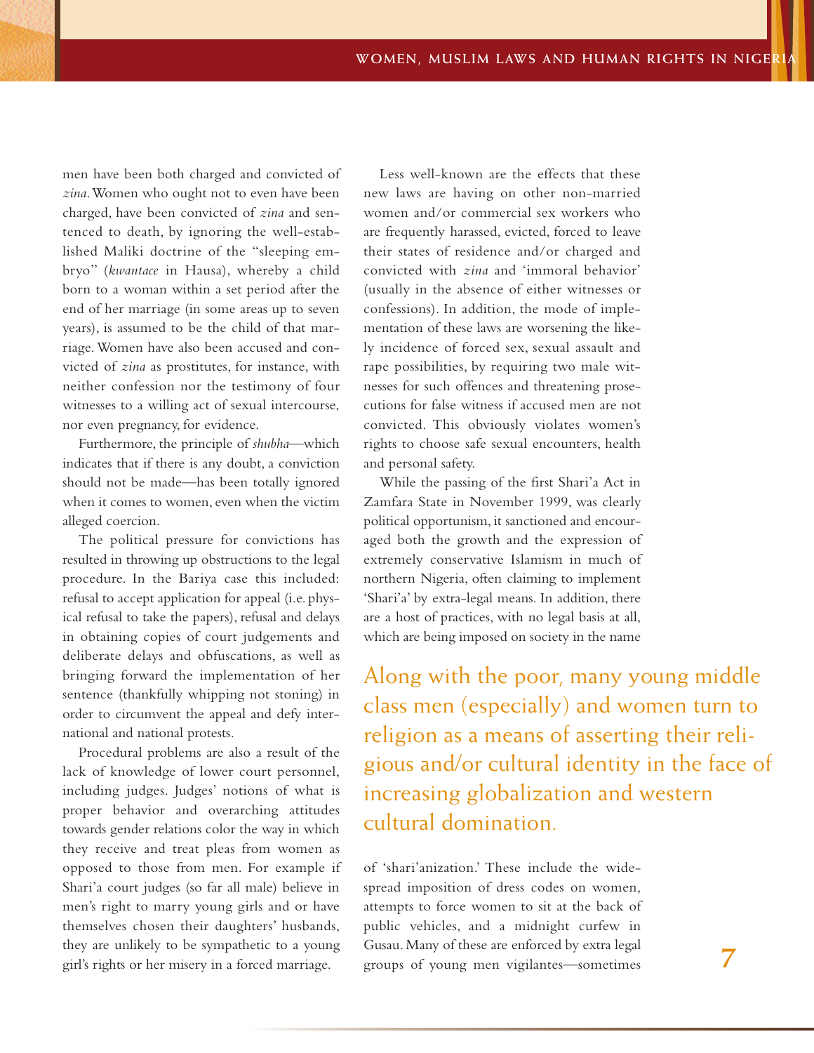men have been both charged and convicted of *zina*. Women who ought not to even have been charged, have been convicted of *zina* and sentenced to death, by ignoring the well-established Maliki doctrine of the "sleeping embryo" (*kwantace* in Hausa), whereby a child born to a woman within a set period after the end of her marriage (in some areas up to seven years), is assumed to be the child of that marriage. Women have also been accused and convicted of *zina* as prostitutes, for instance, with neither confession nor the testimony of four witnesses to a willing act of sexual intercourse, nor even pregnancy, for evidence.

Furthermore, the principle of *shubha*—which indicates that if there is any doubt, a conviction should not be made—has been totally ignored when it comes to women, even when the victim alleged coercion.

The political pressure for convictions has resulted in throwing up obstructions to the legal procedure. In the Bariya case this included: refusal to accept application for appeal (i.e. physical refusal to take the papers), refusal and delays in obtaining copies of court judgements and deliberate delays and obfuscations, as well as bringing forward the implementation of her sentence (thankfully whipping not stoning) in order to circumvent the appeal and defy international and national protests.

Procedural problems are also a result of the lack of knowledge of lower court personnel, including judges. Judges' notions of what is proper behavior and overarching attitudes towards gender relations color the way in which they receive and treat pleas from women as opposed to those from men. For example if Shari'a court judges (so far all male) believe in men's right to marry young girls and or have themselves chosen their daughters' husbands, they are unlikely to be sympathetic to a young girl's rights or her misery in a forced marriage.

Less well-known are the effects that these new laws are having on other non-married women and/or commercial sex workers who are frequently harassed, evicted, forced to leave their states of residence and/or charged and convicted with *zina* and 'immoral behavior' (usually in the absence of either witnesses or confessions). In addition, the mode of implementation of these laws are worsening the likely incidence of forced sex, sexual assault and rape possibilities, by requiring two male witnesses for such offences and threatening prosecutions for false witness if accused men are not convicted. This obviously violates women's rights to choose safe sexual encounters, health and personal safety.

While the passing of the first Shari'a Act in Zamfara State in November 1999, was clearly political opportunism, it sanctioned and encouraged both the growth and the expression of extremely conservative Islamism in much of northern Nigeria, often claiming to implement 'Shari'a' by extra-legal means. In addition, there are a host of practices, with no legal basis at all, which are being imposed on society in the name of 'shari'anization.' These include the widespread imposition of dress codes on women, attempts to force women to sit at the back of public vehicles, and a midnight curfew in Gusau. Many of these are enforced by extra legal groups of young men vigilantes—sometimes

> Along with the poor, many young middle class men (especially) and women turn to religion as a means of asserting their religious and/or cultural identity in the face of increasing globalization and western cultural domination.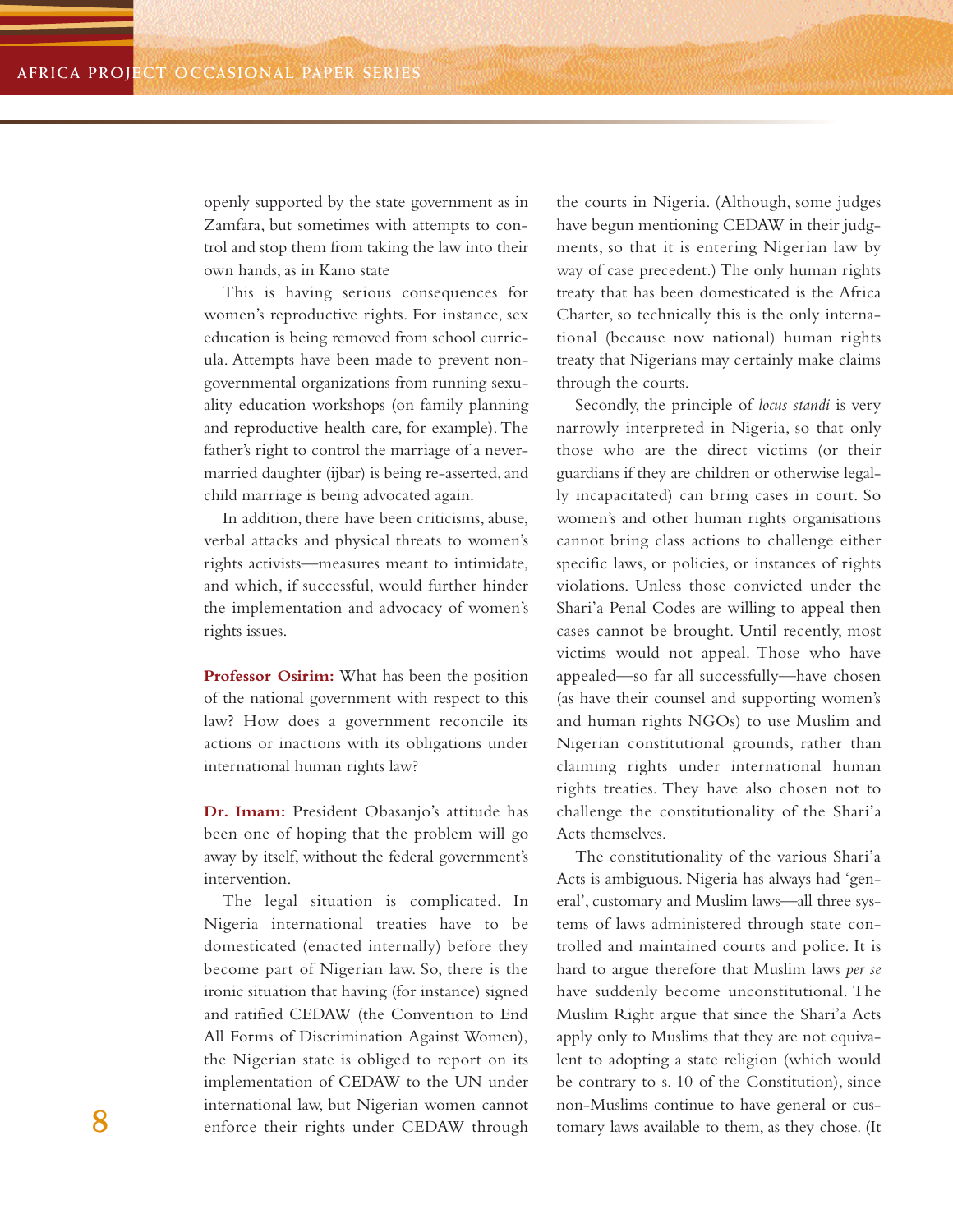openly supported by the state government as in Zamfara, but sometimes with attempts to control and stop them from taking the law into their own hands, as in Kano state

This is having serious consequences for women's reproductive rights. For instance, sex education is being removed from school curricula. Attempts have been made to prevent non-governmental organizations from running sexuality education workshops (on family planning and reproductive health care, for example). The father's right to control the marriage of a never-married daughter (ijbar) is being re-asserted, and child marriage is being advocated again.

In addition, there have been criticisms, abuse, verbal attacks and physical threats to women's rights activists—measures meant to intimidate, and which, if successful, would further hinder the implementation and advocacy of women's rights issues.

**Professor Osirim:** What has been the position of the national government with respect to this law? How does a government reconcile its actions or inactions with its obligations under international human rights law?

**Dr. Imam:** President Obasanjo's attitude has been one of hoping that the problem will go away by itself, without the federal government's intervention.

The legal situation is complicated. In Nigeria international treaties have to be domesticated (enacted internally) before they become part of Nigerian law. So, there is the ironic situation that having (for instance) signed and ratified CEDAW (the Convention to End All Forms of Discrimination Against Women), the Nigerian state is obliged to report on its implementation of CEDAW to the UN under international law, but Nigerian women cannot enforce their rights under CEDAW through the courts in Nigeria. (Although, some judges have begun mentioning CEDAW in their judgments, so that it is entering Nigerian law by way of case precedent.) The only human rights treaty that has been domesticated is the Africa Charter, so technically this is the only international (because now national) human rights treaty that Nigerians may certainly make claims through the courts.

Secondly, the principle of *locus standi* is very narrowly interpreted in Nigeria, so that only those who are the direct victims (or their guardians if they are children or otherwise legally incapacitated) can bring cases in court. So women's and other human rights organisations cannot bring class actions to challenge either specific laws, or policies, or instances of rights violations. Unless those convicted under the Shari'a Penal Codes are willing to appeal then cases cannot be brought. Until recently, most victims would not appeal. Those who have appealed—so far all successfully—have chosen (as have their counsel and supporting women's and human rights NGOs) to use Muslim and Nigerian constitutional grounds, rather than claiming rights under international human rights treaties. They have also chosen not to challenge the constitutionality of the Shari'a Acts themselves.

The constitutionality of the various Shari'a Acts is ambiguous. Nigeria has always had 'general', customary and Muslim laws—all three systems of laws administered through state controlled and maintained courts and police. It is hard to argue therefore that Muslim laws *per se* have suddenly become unconstitutional. The Muslim Right argue that since the Shari'a Acts apply only to Muslims that they are not equivalent to adopting a state religion (which would be contrary to s. 10 of the Constitution), since non-Muslims continue to have general or customary laws available to them, as they chose. (It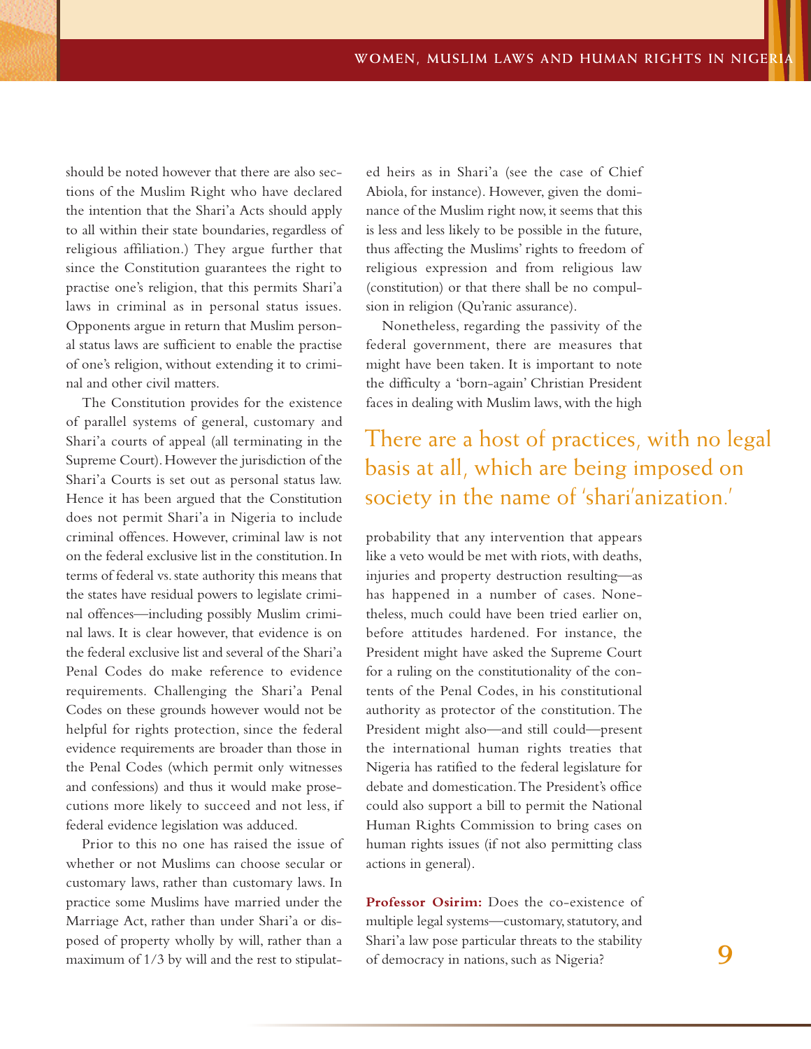should be noted however that there are also sections of the Muslim Right who have declared the intention that the Shari'a Acts should apply to all within their state boundaries, regardless of religious affiliation.) They argue further that since the Constitution guarantees the right to practise one's religion, that this permits Shari'a laws in criminal as in personal status issues. Opponents argue in return that Muslim personal status laws are sufficient to enable the practise of one's religion, without extending it to criminal and other civil matters.

The Constitution provides for the existence of parallel systems of general, customary and Shari'a courts of appeal (all terminating in the Supreme Court). However the jurisdiction of the Shari'a Courts is set out as personal status law. Hence it has been argued that the Constitution does not permit Shari'a in Nigeria to include criminal offences. However, criminal law is not on the federal exclusive list in the constitution. In terms of federal vs. state authority this means that the states have residual powers to legislate criminal offences—including possibly Muslim criminal laws. It is clear however, that evidence is on the federal exclusive list and several of the Shari'a Penal Codes do make reference to evidence requirements. Challenging the Shari'a Penal Codes on these grounds however would not be helpful for rights protection, since the federal evidence requirements are broader than those in the Penal Codes (which permit only witnesses and confessions) and thus it would make prosecutions more likely to succeed and not less, if federal evidence legislation was adduced.

Prior to this no one has raised the issue of whether or not Muslims can choose secular or customary laws, rather than customary laws. In practice some Muslims have married under the Marriage Act, rather than under Shari'a or disposed of property wholly by will, rather than a maximum of 1/3 by will and the rest to stipulated heirs as in Shari'a (see the case of Chief Abiola, for instance). However, given the dominance of the Muslim right now, it seems that this is less and less likely to be possible in the future, thus affecting the Muslims' rights to freedom of religious expression and from religious law (constitution) or that there shall be no compulsion in religion (Qu'ranic assurance).

Nonetheless, regarding the passivity of the federal government, there are measures that might have been taken. It is important to note the difficulty a 'born-again' Christian President faces in dealing with Muslim laws, with the high probability that any intervention that appears like a veto would be met with riots, with deaths, injuries and property destruction resulting—as has happened in a number of cases. Nonetheless, much could have been tried earlier on, before attitudes hardened. For instance, the President might have asked the Supreme Court for a ruling on the constitutionality of the contents of the Penal Codes, in his constitutional authority as protector of the constitution. The President might also—and still could—present the international human rights treaties that Nigeria has ratified to the federal legislature for debate and domestication. The President's office could also support a bill to permit the National Human Rights Commission to bring cases on human rights issues (if not also permitting class actions in general).

> There are a host of practices, with no legal basis at all, which are being imposed on society in the name of 'shari'anization.'

**Professor Osirim:** Does the co-existence of multiple legal systems—customary, statutory, and Shari'a law pose particular threats to the stability of democracy in nations, such as Nigeria?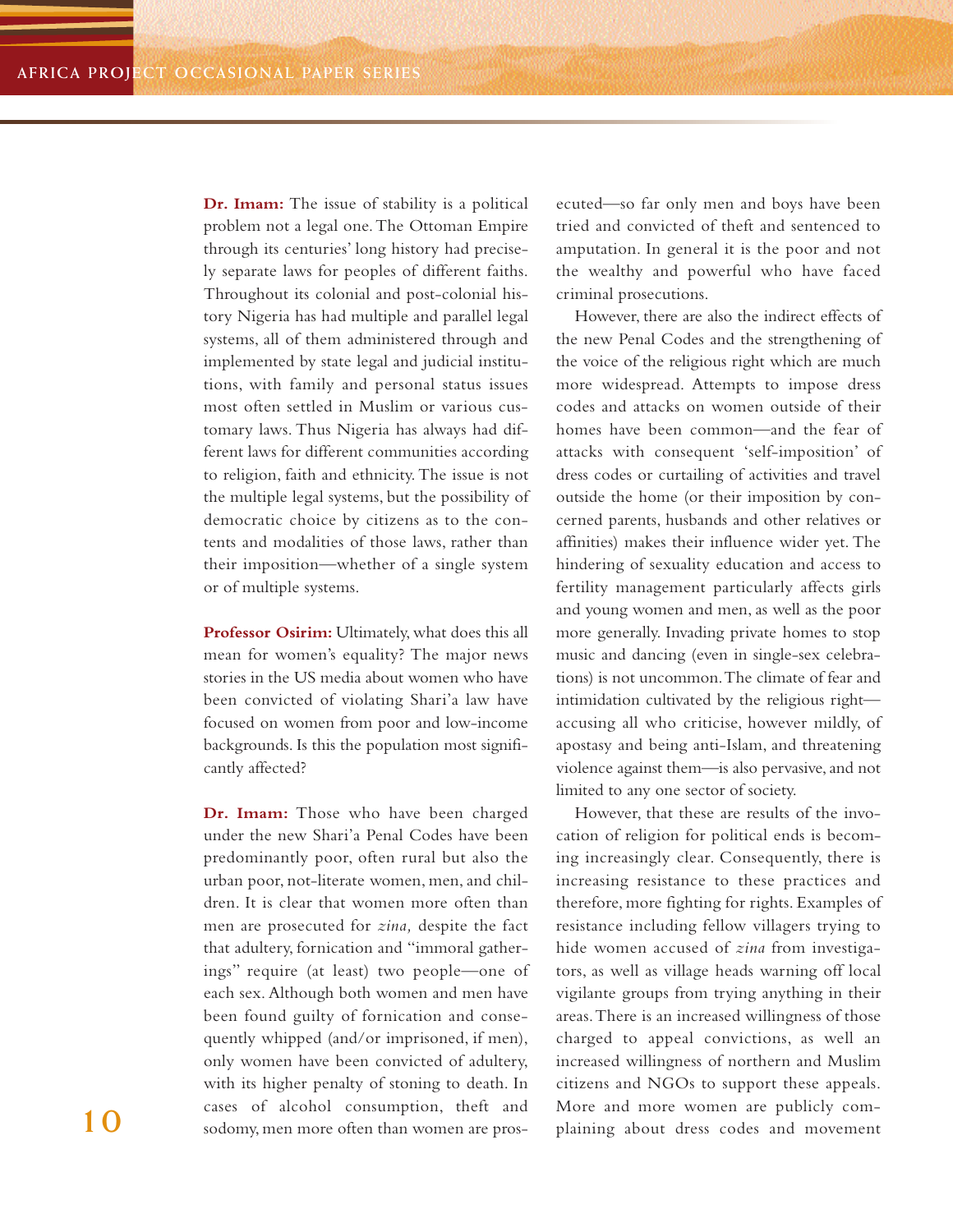**Dr. Imam:** The issue of stability is a political problem not a legal one. The Ottoman Empire through its centuries' long history had precisely separate laws for peoples of different faiths. Throughout its colonial and post-colonial history Nigeria has had multiple and parallel legal systems, all of them administered through and implemented by state legal and judicial institutions, with family and personal status issues most often settled in Muslim or various customary laws. Thus Nigeria has always had different laws for different communities according to religion, faith and ethnicity. The issue is not the multiple legal systems, but the possibility of democratic choice by citizens as to the contents and modalities of those laws, rather than their imposition—whether of a single system or of multiple systems.

**Professor Osirim:** Ultimately, what does this all mean for women's equality? The major news stories in the US media about women who have been convicted of violating Shari'a law have focused on women from poor and low-income backgrounds. Is this the population most significantly affected?

**Dr. Imam:** Those who have been charged under the new Shari'a Penal Codes have been predominantly poor, often rural but also the urban poor, not-literate women, men, and children. It is clear that women more often than men are prosecuted for *zina,* despite the fact that adultery, fornication and "immoral gatherings" require (at least) two people—one of each sex. Although both women and men have been found guilty of fornication and consequently whipped (and/or imprisoned, if men), only women have been convicted of adultery, with its higher penalty of stoning to death. In cases of alcohol consumption, theft and sodomy, men more often than women are prosecuted—so far only men and boys have been tried and convicted of theft and sentenced to amputation. In general it is the poor and not the wealthy and powerful who have faced criminal prosecutions.

However, there are also the indirect effects of the new Penal Codes and the strengthening of the voice of the religious right which are much more widespread. Attempts to impose dress codes and attacks on women outside of their homes have been common—and the fear of attacks with consequent 'self-imposition' of dress codes or curtailing of activities and travel outside the home (or their imposition by concerned parents, husbands and other relatives or affinities) makes their influence wider yet. The hindering of sexuality education and access to fertility management particularly affects girls and young women and men, as well as the poor more generally. Invading private homes to stop music and dancing (even in single-sex celebrations) is not uncommon. The climate of fear and intimidation cultivated by the religious right—accusing all who criticise, however mildly, of apostasy and being anti-Islam, and threatening violence against them—is also pervasive, and not limited to any one sector of society.

However, that these are results of the invocation of religion for political ends is becoming increasingly clear. Consequently, there is increasing resistance to these practices and therefore, more fighting for rights. Examples of resistance including fellow villagers trying to hide women accused of *zina* from investigators, as well as village heads warning off local vigilante groups from trying anything in their areas. There is an increased willingness of those charged to appeal convictions, as well an increased willingness of northern and Muslim citizens and NGOs to support these appeals. More and more women are publicly complaining about dress codes and movement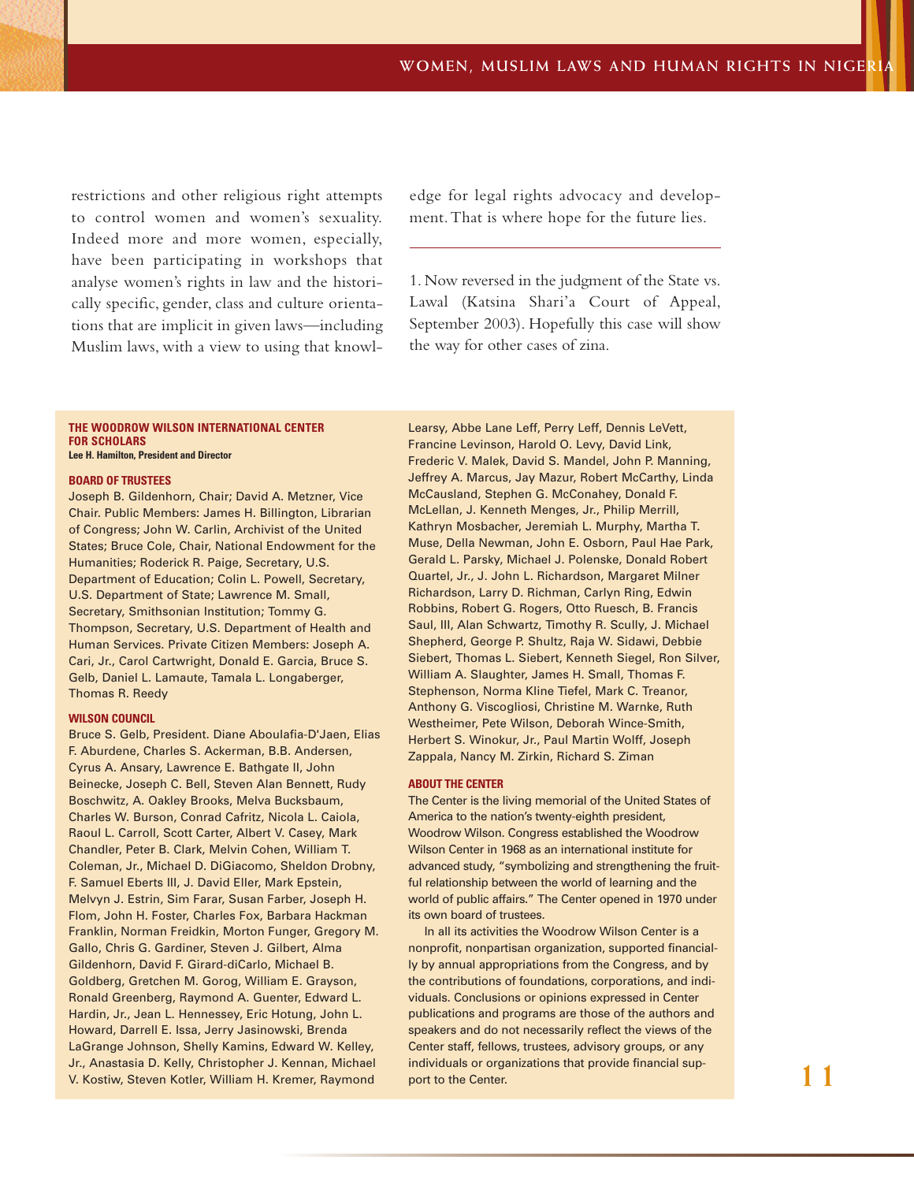restrictions and other religious right attempts to control women and women's sexuality. Indeed more and more women, especially, have been participating in workshops that analyse women's rights in law and the historically specific, gender, class and culture orientations that are implicit in given laws—including Muslim laws, with a view to using that knowledge for legal rights advocacy and development. That is where hope for the future lies.

---

1. Now reversed in the judgment of the State vs. Lawal (Katsina Shari'a Court of Appeal, September 2003). Hopefully this case will show the way for other cases of zina.

**THE WOODROW WILSON INTERNATIONAL CENTER FOR SCHOLARS**
**Lee H. Hamilton, President and Director**

**BOARD OF TRUSTEES**

Joseph B. Gildenhorn, Chair; David A. Metzner, Vice Chair. Public Members: James H. Billington, Librarian of Congress; John W. Carlin, Archivist of the United States; Bruce Cole, Chair, National Endowment for the Humanities; Roderick R. Paige, Secretary, U.S. Department of Education; Colin L. Powell, Secretary, U.S. Department of State; Lawrence M. Small, Secretary, Smithsonian Institution; Tommy G. Thompson, Secretary, U.S. Department of Health and Human Services. Private Citizen Members: Joseph A. Cari, Jr., Carol Cartwright, Donald E. Garcia, Bruce S. Gelb, Daniel L. Lamaute, Tamala L. Longaberger, Thomas R. Reedy

**WILSON COUNCIL**

Bruce S. Gelb, President. Diane Aboulafia-D'Jaen, Elias F. Aburdene, Charles S. Ackerman, B.B. Andersen, Cyrus A. Ansary, Lawrence E. Bathgate II, John Beinecke, Joseph C. Bell, Steven Alan Bennett, Rudy Boschwitz, A. Oakley Brooks, Melva Bucksbaum, Charles W. Burson, Conrad Cafritz, Nicola L. Caiola, Raoul L. Carroll, Scott Carter, Albert V. Casey, Mark Chandler, Peter B. Clark, Melvin Cohen, William T. Coleman, Jr., Michael D. DiGiacomo, Sheldon Drobny, F. Samuel Eberts III, J. David Eller, Mark Epstein, Melvyn J. Estrin, Sim Farar, Susan Farber, Joseph H. Flom, John H. Foster, Charles Fox, Barbara Hackman Franklin, Norman Freidkin, Morton Funger, Gregory M. Gallo, Chris G. Gardiner, Steven J. Gilbert, Alma Gildenhorn, David F. Girard-diCarlo, Michael B. Goldberg, Gretchen M. Gorog, William E. Grayson, Ronald Greenberg, Raymond A. Guenter, Edward L. Hardin, Jr., Jean L. Hennessey, Eric Hotung, John L. Howard, Darrell E. Issa, Jerry Jasinowski, Brenda LaGrange Johnson, Shelly Kamins, Edward W. Kelley, Jr., Anastasia D. Kelly, Christopher J. Kennan, Michael V. Kostiw, Steven Kotler, William H. Kremer, Raymond Learsy, Abbe Lane Leff, Perry Leff, Dennis LeVett, Francine Levinson, Harold O. Levy, David Link, Frederic V. Malek, David S. Mandel, John P. Manning, Jeffrey A. Marcus, Jay Mazur, Robert McCarthy, Linda McCausland, Stephen G. McConahey, Donald F. McLellan, J. Kenneth Menges, Jr., Philip Merrill, Kathryn Mosbacher, Jeremiah L. Murphy, Martha T. Muse, Della Newman, John E. Osborn, Paul Hae Park, Gerald L. Parsky, Michael J. Polenske, Donald Robert Quartel, Jr., J. John L. Richardson, Margaret Milner Richardson, Larry D. Richman, Carlyn Ring, Edwin Robbins, Robert G. Rogers, Otto Ruesch, B. Francis Saul, III, Alan Schwartz, Timothy R. Scully, J. Michael Shepherd, George P. Shultz, Raja W. Sidawi, Debbie Siebert, Thomas L. Siebert, Kenneth Siegel, Ron Silver, William A. Slaughter, James H. Small, Thomas F. Stephenson, Norma Kline Tiefel, Mark C. Treanor, Anthony G. Viscogliosi, Christine M. Warnke, Ruth Westheimer, Pete Wilson, Deborah Wince-Smith, Herbert S. Winokur, Jr., Paul Martin Wolff, Joseph Zappala, Nancy M. Zirkin, Richard S. Ziman

**ABOUT THE CENTER**

The Center is the living memorial of the United States of America to the nation's twenty-eighth president, Woodrow Wilson. Congress established the Woodrow Wilson Center in 1968 as an international institute for advanced study, "symbolizing and strengthening the fruitful relationship between the world of learning and the world of public affairs." The Center opened in 1970 under its own board of trustees.

In all its activities the Woodrow Wilson Center is a nonprofit, nonpartisan organization, supported financially by annual appropriations from the Congress, and by the contributions of foundations, corporations, and individuals. Conclusions or opinions expressed in Center publications and programs are those of the authors and speakers and do not necessarily reflect the views of the Center staff, fellows, trustees, advisory groups, or any individuals or organizations that provide financial support to the Center.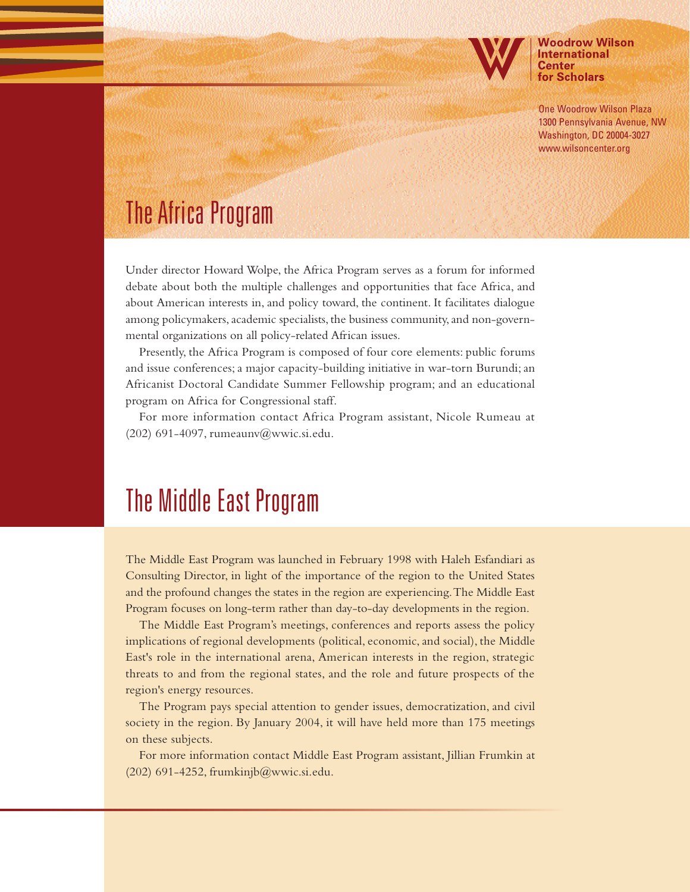**Woodrow Wilson International Center for Scholars**

One Woodrow Wilson Plaza
1300 Pennsylvania Avenue, NW
Washington, DC 20004-3027
www.wilsoncenter.org

# The Africa Program

Under director Howard Wolpe, the Africa Program serves as a forum for informed debate about both the multiple challenges and opportunities that face Africa, and about American interests in, and policy toward, the continent. It facilitates dialogue among policymakers, academic specialists, the business community, and non-governmental organizations on all policy-related African issues.

Presently, the Africa Program is composed of four core elements: public forums and issue conferences; a major capacity-building initiative in war-torn Burundi; an Africanist Doctoral Candidate Summer Fellowship program; and an educational program on Africa for Congressional staff.

For more information contact Africa Program assistant, Nicole Rumeau at (202) 691-4097, rumeaunv@wwic.si.edu.

# The Middle East Program

The Middle East Program was launched in February 1998 with Haleh Esfandiari as Consulting Director, in light of the importance of the region to the United States and the profound changes the states in the region are experiencing. The Middle East Program focuses on long-term rather than day-to-day developments in the region.

The Middle East Program's meetings, conferences and reports assess the policy implications of regional developments (political, economic, and social), the Middle East's role in the international arena, American interests in the region, strategic threats to and from the regional states, and the role and future prospects of the region's energy resources.

The Program pays special attention to gender issues, democratization, and civil society in the region. By January 2004, it will have held more than 175 meetings on these subjects.

For more information contact Middle East Program assistant, Jillian Frumkin at (202) 691-4252, frumkinjb@wwic.si.edu.